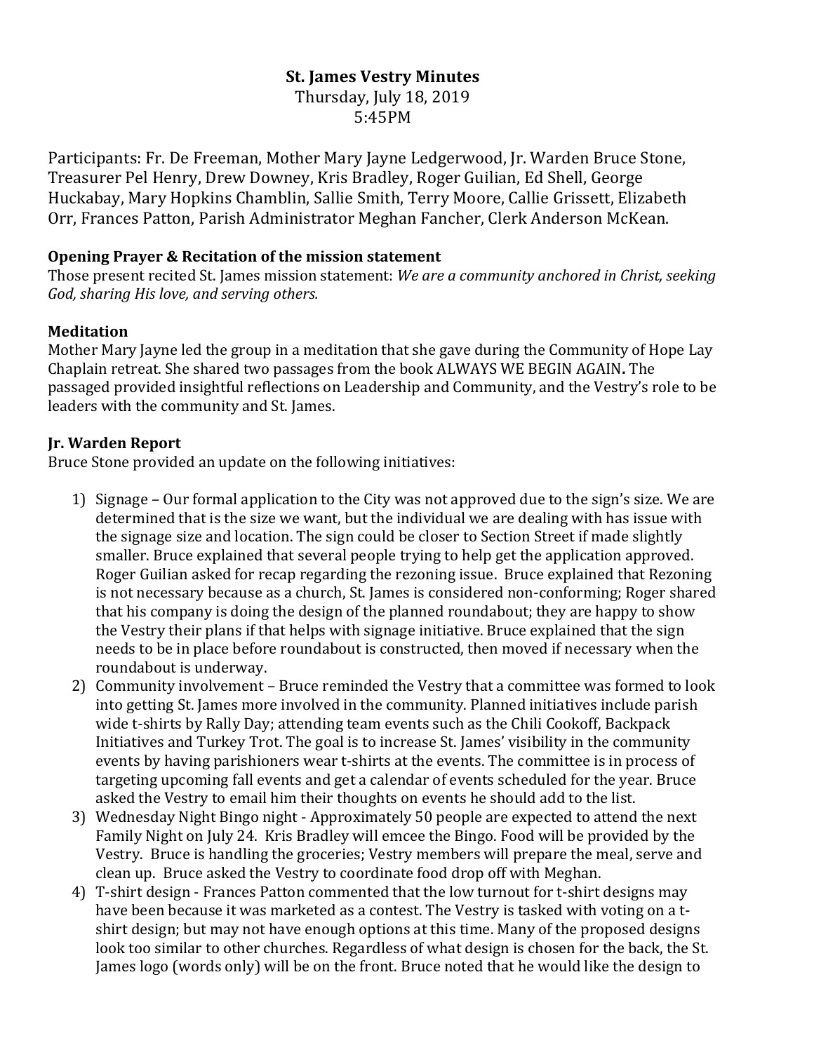# St. James Vestry Minutes

Thursday, July 18, 2019

5:45PM

Participants: Fr. De Freeman, Mother Mary Jayne Ledgerwood, Jr. Warden Bruce Stone, Treasurer Pel Henry, Drew Downey, Kris Bradley, Roger Guilian, Ed Shell, George Huckabay, Mary Hopkins Chamblin, Sallie Smith, Terry Moore, Callie Grissett, Elizabeth Orr, Frances Patton, Parish Administrator Meghan Fancher, Clerk Anderson McKean.

**Opening Prayer & Recitation of the mission statement**

Those present recited St. James mission statement: *We are a community anchored in Christ, seeking God, sharing His love, and serving others.*

**Meditation**

Mother Mary Jayne led the group in a meditation that she gave during the Community of Hope Lay Chaplain retreat. She shared two passages from the book ALWAYS WE BEGIN AGAIN**.** The passaged provided insightful reflections on Leadership and Community, and the Vestry's role to be leaders with the community and St. James.

**Jr. Warden Report**

Bruce Stone provided an update on the following initiatives:

1) Signage – Our formal application to the City was not approved due to the sign's size. We are determined that is the size we want, but the individual we are dealing with has issue with the signage size and location. The sign could be closer to Section Street if made slightly smaller. Bruce explained that several people trying to help get the application approved. Roger Guilian asked for recap regarding the rezoning issue. Bruce explained that Rezoning is not necessary because as a church, St. James is considered non-conforming; Roger shared that his company is doing the design of the planned roundabout; they are happy to show the Vestry their plans if that helps with signage initiative. Bruce explained that the sign needs to be in place before roundabout is constructed, then moved if necessary when the roundabout is underway.
2) Community involvement – Bruce reminded the Vestry that a committee was formed to look into getting St. James more involved in the community. Planned initiatives include parish wide t-shirts by Rally Day; attending team events such as the Chili Cookoff, Backpack Initiatives and Turkey Trot. The goal is to increase St. James' visibility in the community events by having parishioners wear t-shirts at the events. The committee is in process of targeting upcoming fall events and get a calendar of events scheduled for the year. Bruce asked the Vestry to email him their thoughts on events he should add to the list.
3) Wednesday Night Bingo night - Approximately 50 people are expected to attend the next Family Night on July 24. Kris Bradley will emcee the Bingo. Food will be provided by the Vestry. Bruce is handling the groceries; Vestry members will prepare the meal, serve and clean up. Bruce asked the Vestry to coordinate food drop off with Meghan.
4) T-shirt design - Frances Patton commented that the low turnout for t-shirt designs may have been because it was marketed as a contest. The Vestry is tasked with voting on a t-shirt design; but may not have enough options at this time. Many of the proposed designs look too similar to other churches. Regardless of what design is chosen for the back, the St. James logo (words only) will be on the front. Bruce noted that he would like the design to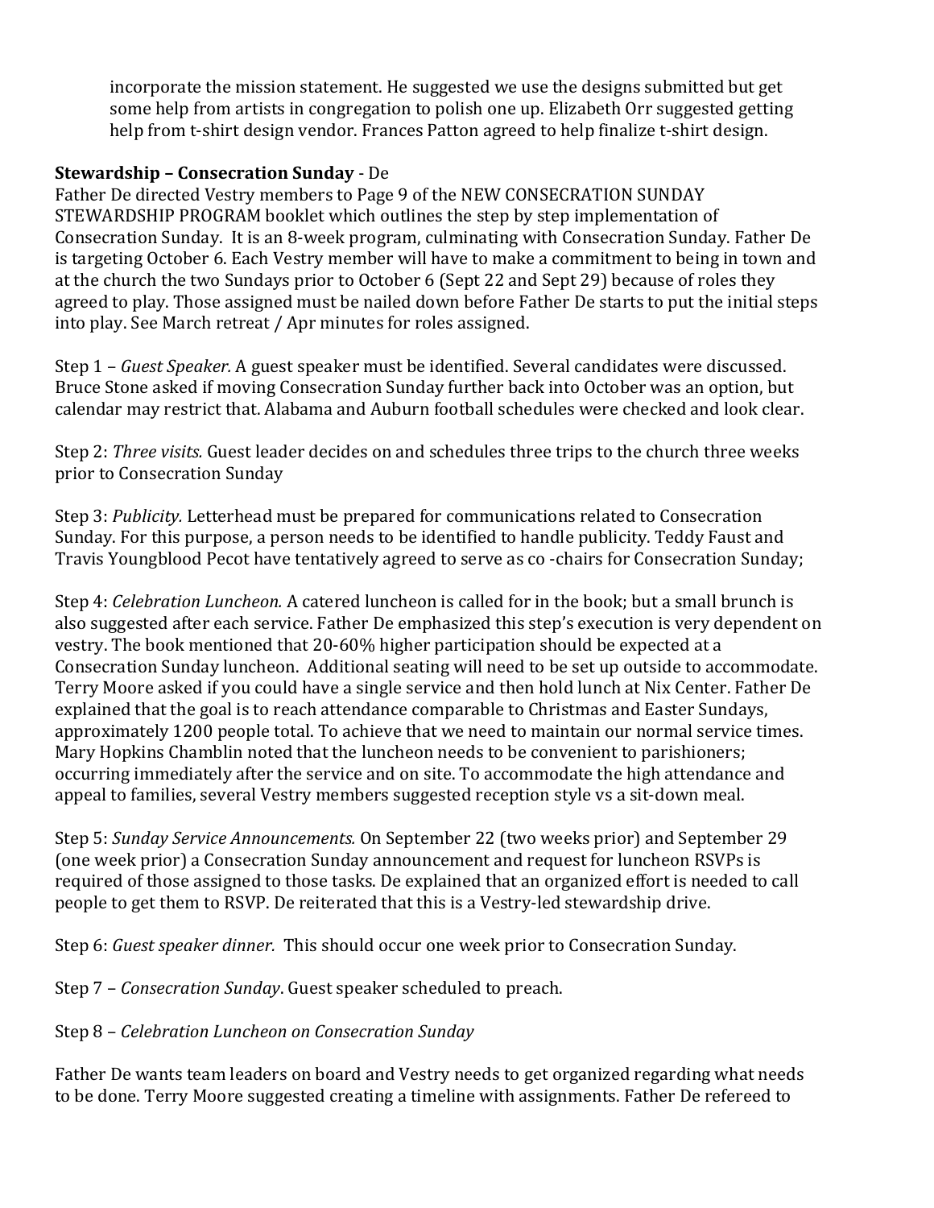incorporate the mission statement. He suggested we use the designs submitted but get some help from artists in congregation to polish one up. Elizabeth Orr suggested getting help from t-shirt design vendor. Frances Patton agreed to help finalize t-shirt design.

**Stewardship – Consecration Sunday** - De

Father De directed Vestry members to Page 9 of the NEW CONSECRATION SUNDAY STEWARDSHIP PROGRAM booklet which outlines the step by step implementation of Consecration Sunday. It is an 8-week program, culminating with Consecration Sunday. Father De is targeting October 6. Each Vestry member will have to make a commitment to being in town and at the church the two Sundays prior to October 6 (Sept 22 and Sept 29) because of roles they agreed to play. Those assigned must be nailed down before Father De starts to put the initial steps into play. See March retreat / Apr minutes for roles assigned.

Step 1 – *Guest Speaker.* A guest speaker must be identified. Several candidates were discussed. Bruce Stone asked if moving Consecration Sunday further back into October was an option, but calendar may restrict that. Alabama and Auburn football schedules were checked and look clear.

Step 2: *Three visits.* Guest leader decides on and schedules three trips to the church three weeks prior to Consecration Sunday

Step 3: *Publicity.* Letterhead must be prepared for communications related to Consecration Sunday. For this purpose, a person needs to be identified to handle publicity. Teddy Faust and Travis Youngblood Pecot have tentatively agreed to serve as co -chairs for Consecration Sunday;

Step 4: *Celebration Luncheon.* A catered luncheon is called for in the book; but a small brunch is also suggested after each service. Father De emphasized this step's execution is very dependent on vestry. The book mentioned that 20-60% higher participation should be expected at a Consecration Sunday luncheon. Additional seating will need to be set up outside to accommodate. Terry Moore asked if you could have a single service and then hold lunch at Nix Center. Father De explained that the goal is to reach attendance comparable to Christmas and Easter Sundays, approximately 1200 people total. To achieve that we need to maintain our normal service times. Mary Hopkins Chamblin noted that the luncheon needs to be convenient to parishioners; occurring immediately after the service and on site. To accommodate the high attendance and appeal to families, several Vestry members suggested reception style vs a sit-down meal.

Step 5: *Sunday Service Announcements.* On September 22 (two weeks prior) and September 29 (one week prior) a Consecration Sunday announcement and request for luncheon RSVPs is required of those assigned to those tasks. De explained that an organized effort is needed to call people to get them to RSVP. De reiterated that this is a Vestry-led stewardship drive.

Step 6: *Guest speaker dinner.* This should occur one week prior to Consecration Sunday.

Step 7 – *Consecration Sunday*. Guest speaker scheduled to preach.

Step 8 – *Celebration Luncheon on Consecration Sunday*

Father De wants team leaders on board and Vestry needs to get organized regarding what needs to be done. Terry Moore suggested creating a timeline with assignments. Father De refereed to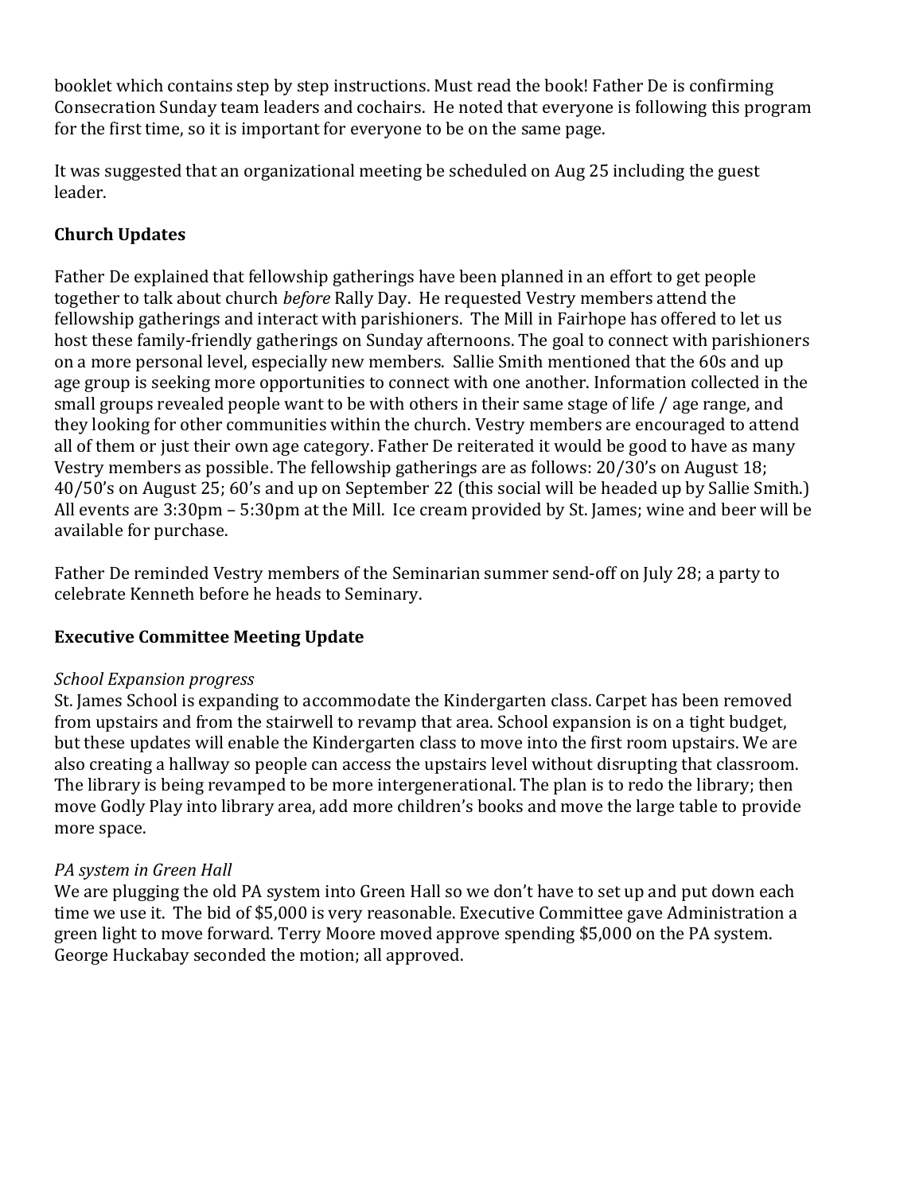booklet which contains step by step instructions. Must read the book! Father De is confirming Consecration Sunday team leaders and cochairs. He noted that everyone is following this program for the first time, so it is important for everyone to be on the same page.

It was suggested that an organizational meeting be scheduled on Aug 25 including the guest leader.

## Church Updates

Father De explained that fellowship gatherings have been planned in an effort to get people together to talk about church *before* Rally Day. He requested Vestry members attend the fellowship gatherings and interact with parishioners. The Mill in Fairhope has offered to let us host these family-friendly gatherings on Sunday afternoons. The goal to connect with parishioners on a more personal level, especially new members. Sallie Smith mentioned that the 60s and up age group is seeking more opportunities to connect with one another. Information collected in the small groups revealed people want to be with others in their same stage of life / age range, and they looking for other communities within the church. Vestry members are encouraged to attend all of them or just their own age category. Father De reiterated it would be good to have as many Vestry members as possible. The fellowship gatherings are as follows: 20/30's on August 18; 40/50's on August 25; 60's and up on September 22 (this social will be headed up by Sallie Smith.) All events are 3:30pm – 5:30pm at the Mill. Ice cream provided by St. James; wine and beer will be available for purchase.

Father De reminded Vestry members of the Seminarian summer send-off on July 28; a party to celebrate Kenneth before he heads to Seminary.

## Executive Committee Meeting Update

*School Expansion progress*
St. James School is expanding to accommodate the Kindergarten class. Carpet has been removed from upstairs and from the stairwell to revamp that area. School expansion is on a tight budget, but these updates will enable the Kindergarten class to move into the first room upstairs. We are also creating a hallway so people can access the upstairs level without disrupting that classroom. The library is being revamped to be more intergenerational. The plan is to redo the library; then move Godly Play into library area, add more children's books and move the large table to provide more space.

*PA system in Green Hall*
We are plugging the old PA system into Green Hall so we don't have to set up and put down each time we use it. The bid of $5,000 is very reasonable. Executive Committee gave Administration a green light to move forward. Terry Moore moved approve spending $5,000 on the PA system. George Huckabay seconded the motion; all approved.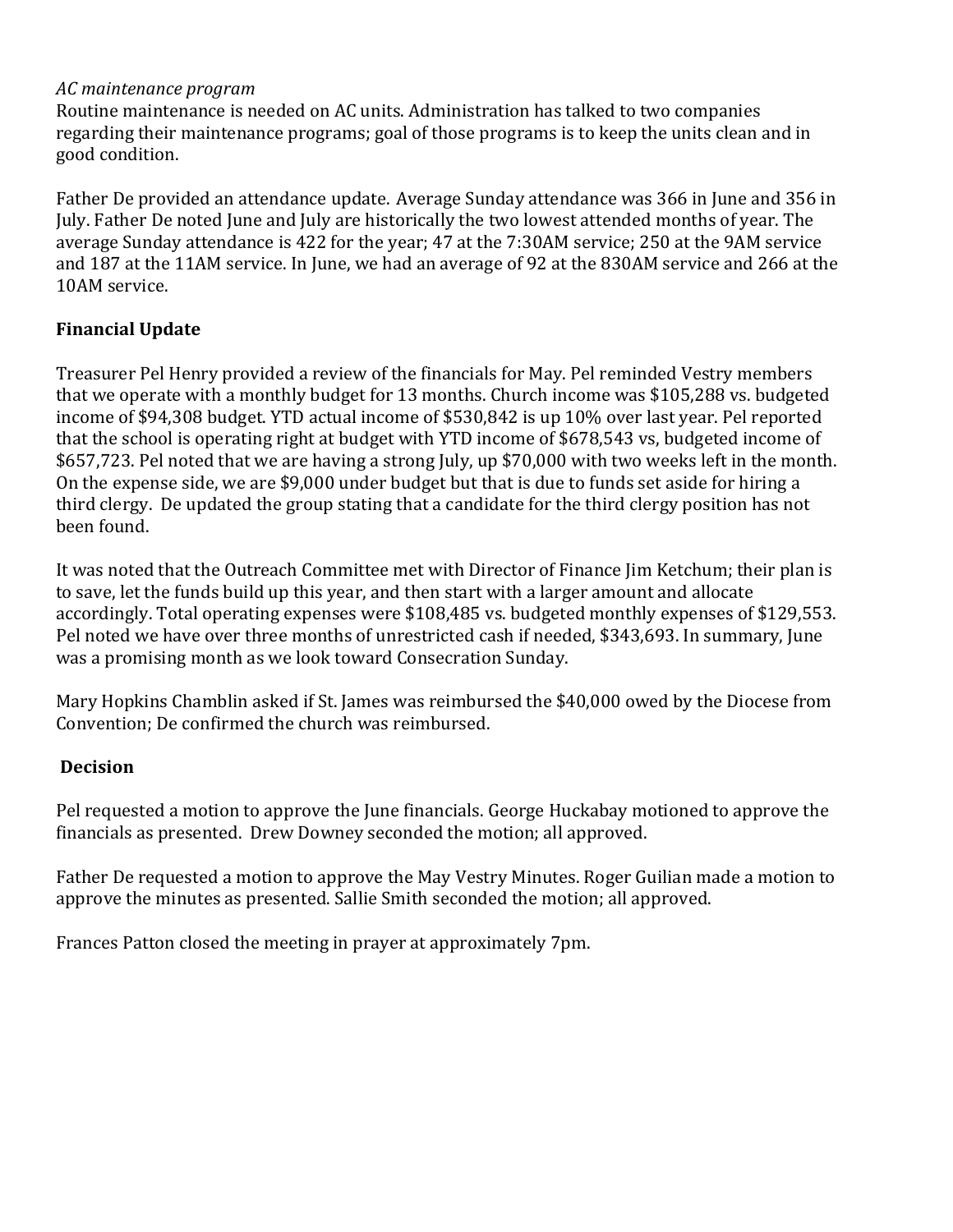*AC maintenance program*
Routine maintenance is needed on AC units. Administration has talked to two companies regarding their maintenance programs; goal of those programs is to keep the units clean and in good condition.

Father De provided an attendance update. Average Sunday attendance was 366 in June and 356 in July. Father De noted June and July are historically the two lowest attended months of year. The average Sunday attendance is 422 for the year; 47 at the 7:30AM service; 250 at the 9AM service and 187 at the 11AM service. In June, we had an average of 92 at the 830AM service and 266 at the 10AM service.

**Financial Update**

Treasurer Pel Henry provided a review of the financials for May. Pel reminded Vestry members that we operate with a monthly budget for 13 months. Church income was $105,288 vs. budgeted income of $94,308 budget. YTD actual income of $530,842 is up 10% over last year. Pel reported that the school is operating right at budget with YTD income of $678,543 vs, budgeted income of $657,723. Pel noted that we are having a strong July, up $70,000 with two weeks left in the month. On the expense side, we are $9,000 under budget but that is due to funds set aside for hiring a third clergy. De updated the group stating that a candidate for the third clergy position has not been found.

It was noted that the Outreach Committee met with Director of Finance Jim Ketchum; their plan is to save, let the funds build up this year, and then start with a larger amount and allocate accordingly. Total operating expenses were $108,485 vs. budgeted monthly expenses of $129,553. Pel noted we have over three months of unrestricted cash if needed, $343,693. In summary, June was a promising month as we look toward Consecration Sunday.

Mary Hopkins Chamblin asked if St. James was reimbursed the $40,000 owed by the Diocese from Convention; De confirmed the church was reimbursed.

**Decision**

Pel requested a motion to approve the June financials. George Huckabay motioned to approve the financials as presented. Drew Downey seconded the motion; all approved.

Father De requested a motion to approve the May Vestry Minutes. Roger Guilian made a motion to approve the minutes as presented. Sallie Smith seconded the motion; all approved.

Frances Patton closed the meeting in prayer at approximately 7pm.